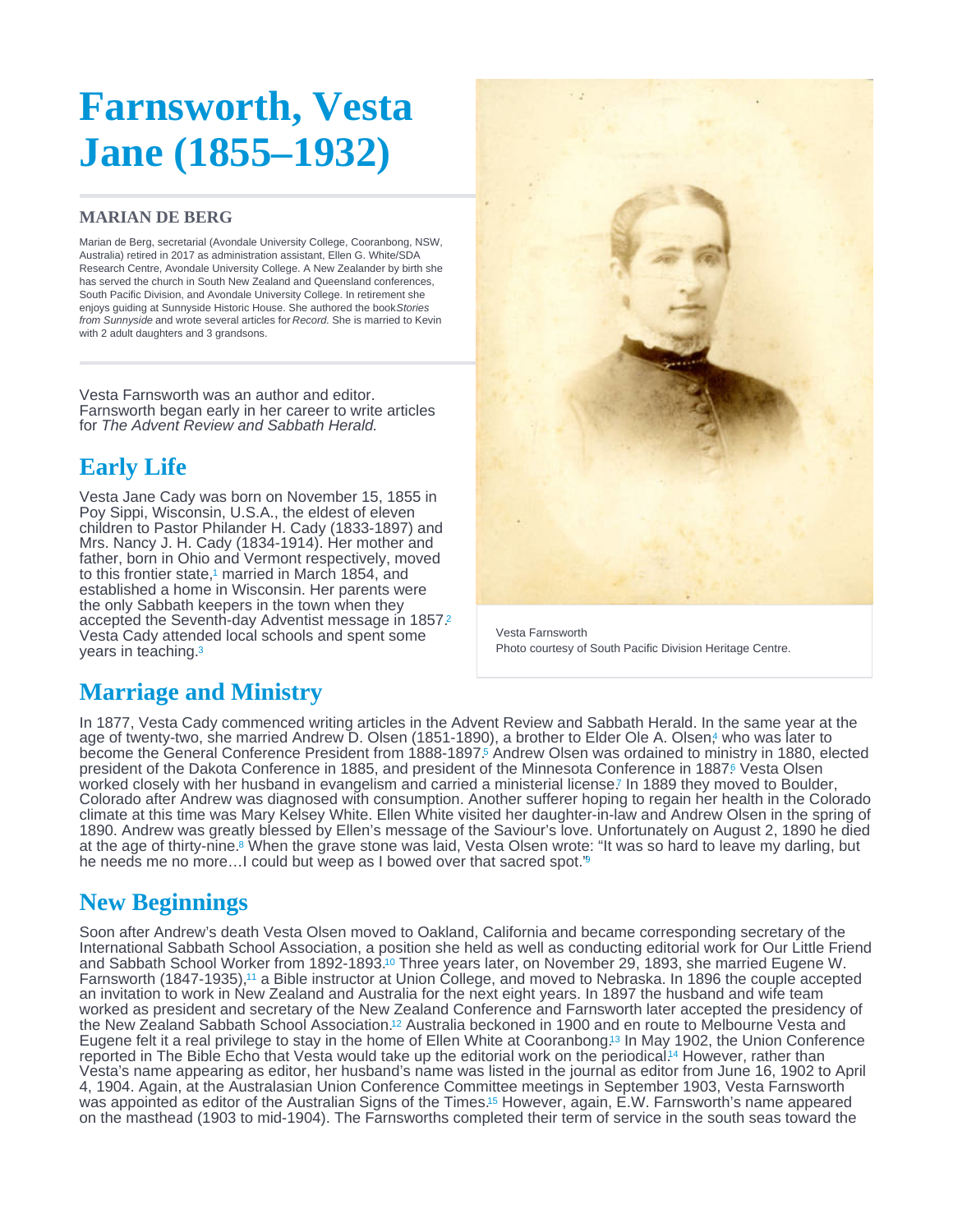# Farnsworth, Vesta Jane (1855–1932)

### MARIAN DE BERG

Marian de Berg, secretarial (Avondale University College, Cooranbong, NSW, Australia) retired in 2017 as administration assistant, Ellen G. White/SDA Research Centre, Avondale University College. A New Zealander by birth she has served the church in South New Zealand and Queensland conferences, South Pacific Division, and Avondale University College. In retirement she enjoys guiding at Sunnyside Historic House. She authored the book *Stories from Sunnyside* and wrote several articles for *Record.* She is married to Kevin with 2 adult daughters and 3 grandsons.

Vesta Farnsworth was an author and editor. Farnsworth began early in her career to write articles for *The Advent Review and Sabbath Herald.*

Vesta Farnsworth
Photo courtesy of South Pacific Division Heritage Centre.

## Early Life

Vesta Jane Cady was born on November 15, 1855 in Poy Sippi, Wisconsin, U.S.A., the eldest of eleven children to Pastor Philander H. Cady (1833-1897) and Mrs. Nancy J. H. Cady (1834-1914). Her mother and father, born in Ohio and Vermont respectively, moved to this frontier state,[1] married in March 1854, and established a home in Wisconsin. Her parents were the only Sabbath keepers in the town when they accepted the Seventh-day Adventist message in 1857.[2] Vesta Cady attended local schools and spent some years in teaching.[3]

## Marriage and Ministry

In 1877, Vesta Cady commenced writing articles in the Advent Review and Sabbath Herald. In the same year at the age of twenty-two, she married Andrew D. Olsen (1851-1890), a brother to Elder Ole A. Olsen,[4] who was later to become the General Conference President from 1888-1897.[5] Andrew Olsen was ordained to ministry in 1880, elected president of the Dakota Conference in 1885, and president of the Minnesota Conference in 1887.[6] Vesta Olsen worked closely with her husband in evangelism and carried a ministerial license.[7] In 1889 they moved to Boulder, Colorado after Andrew was diagnosed with consumption. Another sufferer hoping to regain her health in the Colorado climate at this time was Mary Kelsey White. Ellen White visited her daughter-in-law and Andrew Olsen in the spring of 1890. Andrew was greatly blessed by Ellen's message of the Saviour's love. Unfortunately on August 2, 1890 he died at the age of thirty-nine.[8] When the grave stone was laid, Vesta Olsen wrote: "It was so hard to leave my darling, but he needs me no more…I could but weep as I bowed over that sacred spot."[9]

## New Beginnings

Soon after Andrew's death Vesta Olsen moved to Oakland, California and became corresponding secretary of the International Sabbath School Association, a position she held as well as conducting editorial work for Our Little Friend and Sabbath School Worker from 1892-1893.[10] Three years later, on November 29, 1893, she married Eugene W. Farnsworth (1847-1935),[11] a Bible instructor at Union College, and moved to Nebraska. In 1896 the couple accepted an invitation to work in New Zealand and Australia for the next eight years. In 1897 the husband and wife team worked as president and secretary of the New Zealand Conference and Farnsworth later accepted the presidency of the New Zealand Sabbath School Association.[12] Australia beckoned in 1900 and en route to Melbourne Vesta and Eugene felt it a real privilege to stay in the home of Ellen White at Cooranbong.[13] In May 1902, the Union Conference reported in The Bible Echo that Vesta would take up the editorial work on the periodical.[14] However, rather than Vesta's name appearing as editor, her husband's name was listed in the journal as editor from June 16, 1902 to April 4, 1904. Again, at the Australasian Union Conference Committee meetings in September 1903, Vesta Farnsworth was appointed as editor of the Australian Signs of the Times.[15] However, again, E.W. Farnsworth's name appeared on the masthead (1903 to mid-1904). The Farnsworths completed their term of service in the south seas toward the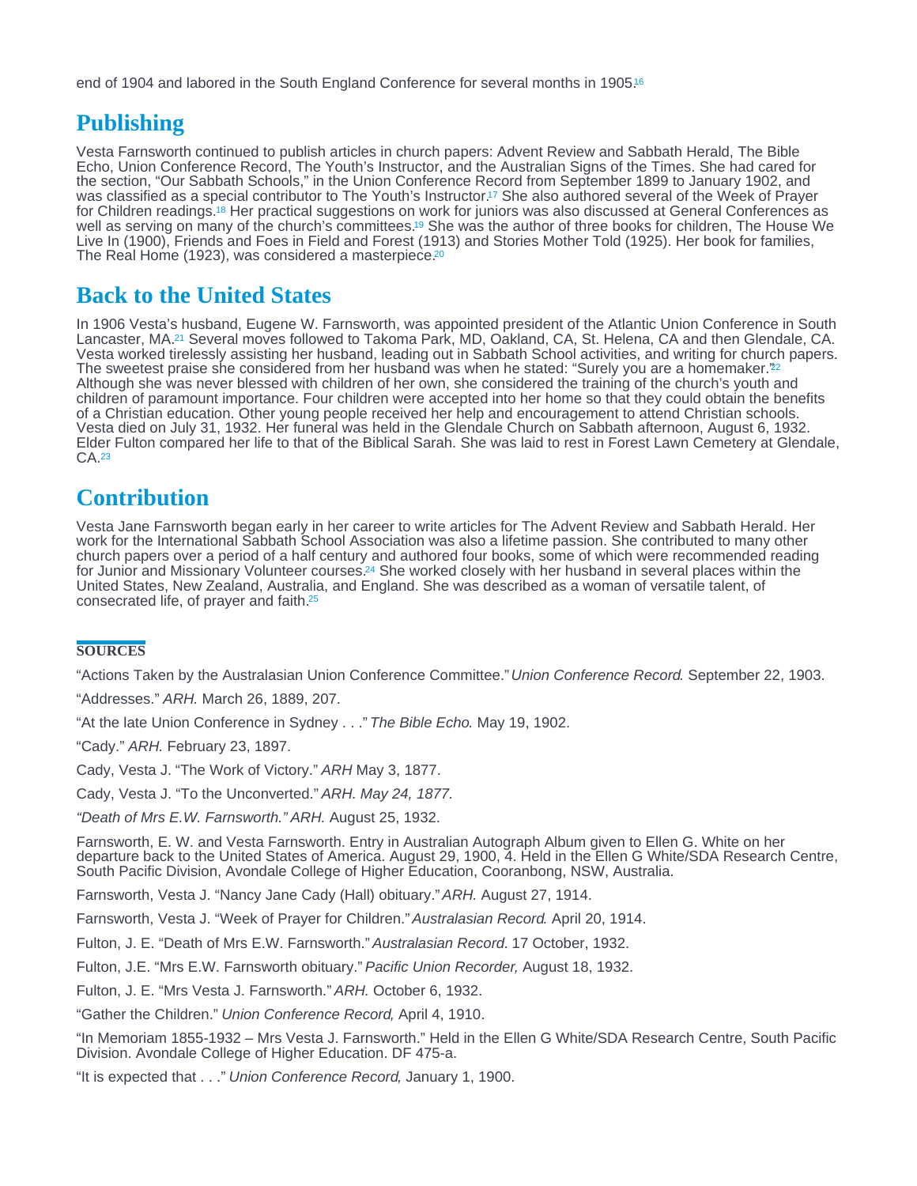end of 1904 and labored in the South England Conference for several months in 1905.[16]

## Publishing

Vesta Farnsworth continued to publish articles in church papers: Advent Review and Sabbath Herald, The Bible Echo, Union Conference Record, The Youth's Instructor, and the Australian Signs of the Times. She had cared for the section, "Our Sabbath Schools," in the Union Conference Record from September 1899 to January 1902, and was classified as a special contributor to The Youth's Instructor.[17] She also authored several of the Week of Prayer for Children readings.[18] Her practical suggestions on work for juniors was also discussed at General Conferences as well as serving on many of the church's committees.[19] She was the author of three books for children, The House We Live In (1900), Friends and Foes in Field and Forest (1913) and Stories Mother Told (1925). Her book for families, The Real Home (1923), was considered a masterpiece.[20]

## Back to the United States

In 1906 Vesta's husband, Eugene W. Farnsworth, was appointed president of the Atlantic Union Conference in South Lancaster, MA.[21] Several moves followed to Takoma Park, MD, Oakland, CA, St. Helena, CA and then Glendale, CA. Vesta worked tirelessly assisting her husband, leading out in Sabbath School activities, and writing for church papers. The sweetest praise she considered from her husband was when he stated: "Surely you are a homemaker."[22] Although she was never blessed with children of her own, she considered the training of the church's youth and children of paramount importance. Four children were accepted into her home so that they could obtain the benefits of a Christian education. Other young people received her help and encouragement to attend Christian schools. Vesta died on July 31, 1932. Her funeral was held in the Glendale Church on Sabbath afternoon, August 6, 1932. Elder Fulton compared her life to that of the Biblical Sarah. She was laid to rest in Forest Lawn Cemetery at Glendale, CA.[23]

## Contribution

Vesta Jane Farnsworth began early in her career to write articles for The Advent Review and Sabbath Herald. Her work for the International Sabbath School Association was also a lifetime passion. She contributed to many other church papers over a period of a half century and authored four books, some of which were recommended reading for Junior and Missionary Volunteer courses.[24] She worked closely with her husband in several places within the United States, New Zealand, Australia, and England. She was described as a woman of versatile talent, of consecrated life, of prayer and faith.[25]

### SOURCES

"Actions Taken by the Australasian Union Conference Committee." *Union Conference Record.* September 22, 1903.

"Addresses." *ARH.* March 26, 1889, 207.

"At the late Union Conference in Sydney . . ." *The Bible Echo.* May 19, 1902.

"Cady." *ARH.* February 23, 1897.

Cady, Vesta J. "The Work of Victory." *ARH* May 3, 1877.

Cady, Vesta J. "To the Unconverted." *ARH. May 24, 1877.*

*"Death of Mrs E.W. Farnsworth." ARH.* August 25, 1932.

Farnsworth, E. W. and Vesta Farnsworth. Entry in Australian Autograph Album given to Ellen G. White on her departure back to the United States of America. August 29, 1900, 4. Held in the Ellen G White/SDA Research Centre, South Pacific Division, Avondale College of Higher Education, Cooranbong, NSW, Australia.

Farnsworth, Vesta J. "Nancy Jane Cady (Hall) obituary." *ARH.* August 27, 1914.

Farnsworth, Vesta J. "Week of Prayer for Children." *Australasian Record.* April 20, 1914.

Fulton, J. E. "Death of Mrs E.W. Farnsworth." *Australasian Record.* 17 October, 1932.

Fulton, J.E. "Mrs E.W. Farnsworth obituary." *Pacific Union Recorder,* August 18, 1932.

Fulton, J. E. "Mrs Vesta J. Farnsworth." *ARH.* October 6, 1932.

"Gather the Children." *Union Conference Record,* April 4, 1910.

"In Memoriam 1855-1932 – Mrs Vesta J. Farnsworth." Held in the Ellen G White/SDA Research Centre, South Pacific Division. Avondale College of Higher Education. DF 475-a.

"It is expected that . . ." *Union Conference Record,* January 1, 1900.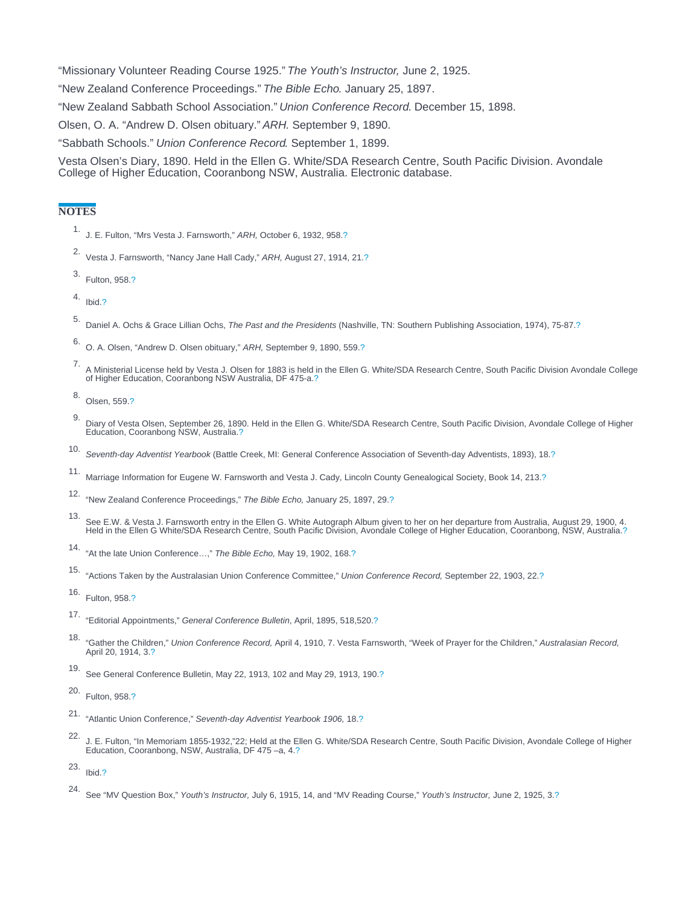"Missionary Volunteer Reading Course 1925." *The Youth's Instructor,* June 2, 1925.

"New Zealand Conference Proceedings." *The Bible Echo.* January 25, 1897.

"New Zealand Sabbath School Association." *Union Conference Record.* December 15, 1898.

Olsen, O. A. "Andrew D. Olsen obituary." *ARH.* September 9, 1890.

"Sabbath Schools." *Union Conference Record.* September 1, 1899.

Vesta Olsen's Diary, 1890. Held in the Ellen G. White/SDA Research Centre, South Pacific Division. Avondale College of Higher Education, Cooranbong NSW, Australia. Electronic database.

## NOTES

1. J. E. Fulton, "Mrs Vesta J. Farnsworth," *ARH,* October 6, 1932, 958.?
2. Vesta J. Farnsworth, "Nancy Jane Hall Cady," *ARH,* August 27, 1914, 21.?
3. Fulton, 958.?
4. Ibid.?
5. Daniel A. Ochs & Grace Lillian Ochs, *The Past and the Presidents* (Nashville, TN: Southern Publishing Association, 1974), 75-87.?
6. O. A. Olsen, "Andrew D. Olsen obituary," *ARH,* September 9, 1890, 559.?
7. A Ministerial License held by Vesta J. Olsen for 1883 is held in the Ellen G. White/SDA Research Centre, South Pacific Division Avondale College of Higher Education, Cooranbong NSW Australia, DF 475-a.?
8. Olsen, 559.?
9. Diary of Vesta Olsen, September 26, 1890. Held in the Ellen G. White/SDA Research Centre, South Pacific Division, Avondale College of Higher Education, Cooranbong NSW, Australia.?
10. *Seventh-day Adventist Yearbook* (Battle Creek, MI: General Conference Association of Seventh-day Adventists, 1893), 18.?
11. Marriage Information for Eugene W. Farnsworth and Vesta J. Cady, Lincoln County Genealogical Society, Book 14, 213.?
12. "New Zealand Conference Proceedings," *The Bible Echo,* January 25, 1897, 29.?
13. See E.W. & Vesta J. Farnsworth entry in the Ellen G. White Autograph Album given to her on her departure from Australia, August 29, 1900, 4. Held in the Ellen G White/SDA Research Centre, South Pacific Division, Avondale College of Higher Education, Cooranbong, NSW, Australia.?
14. "At the late Union Conference…," *The Bible Echo,* May 19, 1902, 168.?
15. "Actions Taken by the Australasian Union Conference Committee," *Union Conference Record,* September 22, 1903, 22.?
16. Fulton, 958.?
17. "Editorial Appointments," *General Conference Bulletin*, April, 1895, 518,520.?
18. "Gather the Children," *Union Conference Record,* April 4, 1910, 7. Vesta Farnsworth, "Week of Prayer for the Children," *Australasian Record,* April 20, 1914, 3.?
19. See General Conference Bulletin, May 22, 1913, 102 and May 29, 1913, 190.?
20. Fulton, 958.?
21. "Atlantic Union Conference," *Seventh-day Adventist Yearbook 1906,* 18.?
22. J. E. Fulton, "In Memoriam 1855-1932,"22; Held at the Ellen G. White/SDA Research Centre, South Pacific Division, Avondale College of Higher Education, Cooranbong, NSW, Australia, DF 475 –a, 4.?
23. Ibid.?
24. See "MV Question Box," *Youth's Instructor,* July 6, 1915, 14, and "MV Reading Course," *Youth's Instructor,* June 2, 1925, 3.?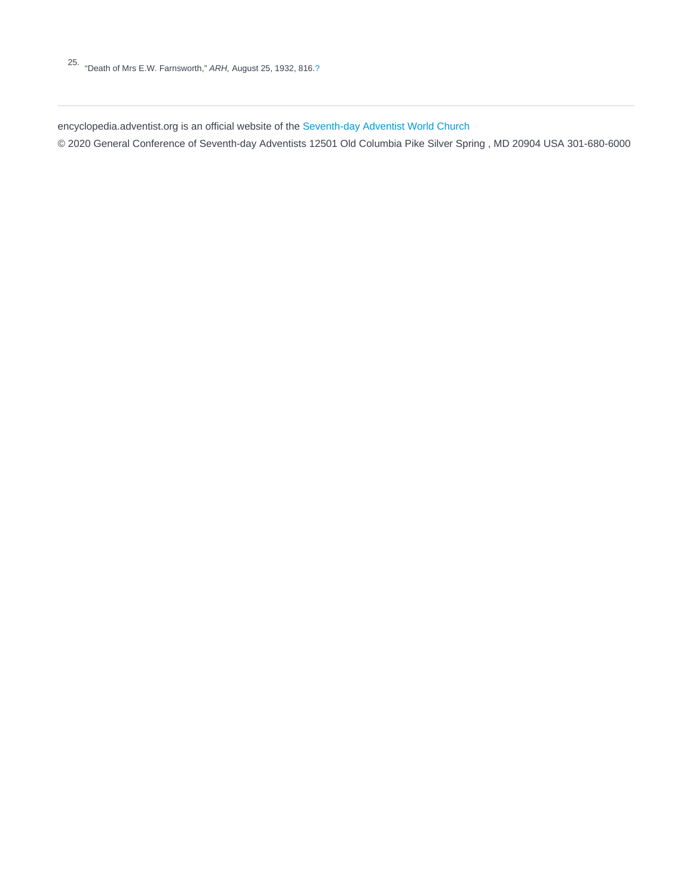25. "Death of Mrs E.W. Farnsworth," *ARH,* August 25, 1932, 816.?

---

encyclopedia.adventist.org is an official website of the Seventh-day Adventist World Church

© 2020 General Conference of Seventh-day Adventists 12501 Old Columbia Pike Silver Spring , MD 20904 USA 301-680-6000